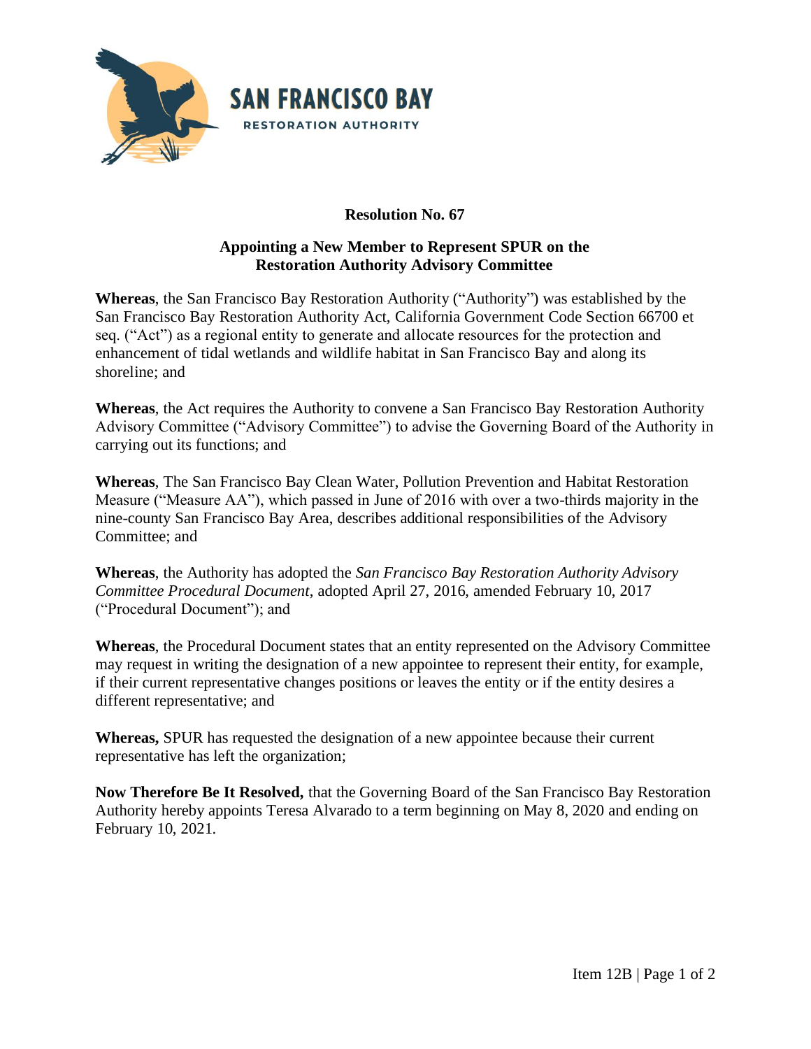SAN FRANCISCO BAY
RESTORATION AUTHORITY

# Resolution No. 67

## Appointing a New Member to Represent SPUR on the Restoration Authority Advisory Committee

**Whereas**, the San Francisco Bay Restoration Authority ("Authority") was established by the San Francisco Bay Restoration Authority Act, California Government Code Section 66700 et seq. ("Act") as a regional entity to generate and allocate resources for the protection and enhancement of tidal wetlands and wildlife habitat in San Francisco Bay and along its shoreline; and

**Whereas**, the Act requires the Authority to convene a San Francisco Bay Restoration Authority Advisory Committee ("Advisory Committee") to advise the Governing Board of the Authority in carrying out its functions; and

**Whereas**, The San Francisco Bay Clean Water, Pollution Prevention and Habitat Restoration Measure ("Measure AA"), which passed in June of 2016 with over a two-thirds majority in the nine-county San Francisco Bay Area, describes additional responsibilities of the Advisory Committee; and

**Whereas**, the Authority has adopted the *San Francisco Bay Restoration Authority Advisory Committee Procedural Document*, adopted April 27, 2016, amended February 10, 2017 ("Procedural Document"); and

**Whereas**, the Procedural Document states that an entity represented on the Advisory Committee may request in writing the designation of a new appointee to represent their entity, for example, if their current representative changes positions or leaves the entity or if the entity desires a different representative; and

**Whereas,** SPUR has requested the designation of a new appointee because their current representative has left the organization;

**Now Therefore Be It Resolved,** that the Governing Board of the San Francisco Bay Restoration Authority hereby appoints Teresa Alvarado to a term beginning on May 8, 2020 and ending on February 10, 2021.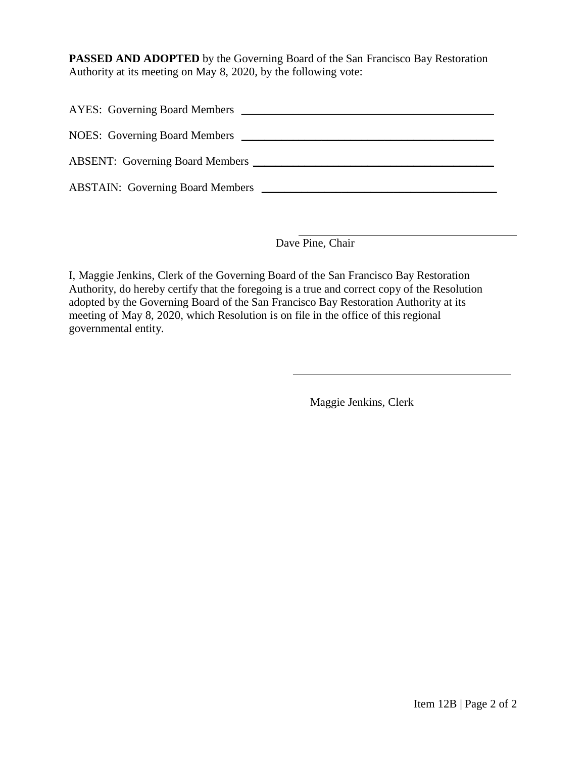**PASSED AND ADOPTED** by the Governing Board of the San Francisco Bay Restoration Authority at its meeting on May 8, 2020, by the following vote:

AYES: Governing Board Members ____________________________________________

NOES: Governing Board Members ____________________________________________

ABSENT: Governing Board Members __________________________________________

ABSTAIN: Governing Board Members _________________________________________

________________________________________

Dave Pine, Chair

I, Maggie Jenkins, Clerk of the Governing Board of the San Francisco Bay Restoration Authority, do hereby certify that the foregoing is a true and correct copy of the Resolution adopted by the Governing Board of the San Francisco Bay Restoration Authority at its meeting of May 8, 2020, which Resolution is on file in the office of this regional governmental entity.

________________________________________

Maggie Jenkins, Clerk